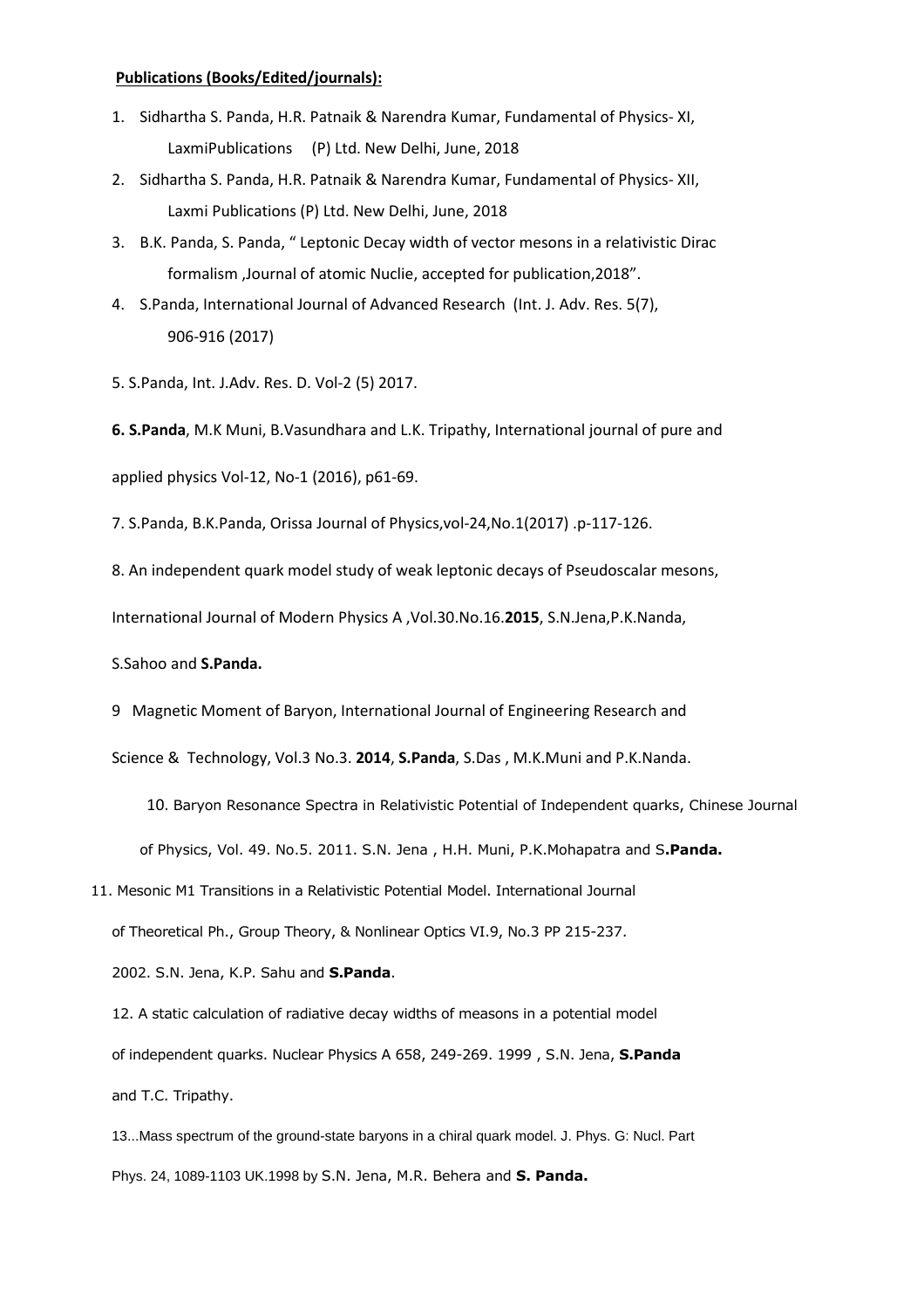**Publications (Books/Edited/journals):**

1. Sidhartha S. Panda, H.R. Patnaik & Narendra Kumar, Fundamental of Physics- XI, LaxmiPublications (P) Ltd. New Delhi, June, 2018
2. Sidhartha S. Panda, H.R. Patnaik & Narendra Kumar, Fundamental of Physics- XII, Laxmi Publications (P) Ltd. New Delhi, June, 2018
3. B.K. Panda, S. Panda, " Leptonic Decay width of vector mesons in a relativistic Dirac formalism ,Journal of atomic Nuclie, accepted for publication,2018".
4. S.Panda, International Journal of Advanced Research (Int. J. Adv. Res. 5(7), 906-916 (2017)

5. S.Panda, Int. J.Adv. Res. D. Vol-2 (5) 2017.

**6. S.Panda**, M.K Muni, B.Vasundhara and L.K. Tripathy, International journal of pure and applied physics Vol-12, No-1 (2016), p61-69.

7. S.Panda, B.K.Panda, Orissa Journal of Physics,vol-24,No.1(2017) .p-117-126.

8. An independent quark model study of weak leptonic decays of Pseudoscalar mesons, International Journal of Modern Physics A ,Vol.30.No.16.**2015**, S.N.Jena,P.K.Nanda, S.Sahoo and **S.Panda.**

9 Magnetic Moment of Baryon, International Journal of Engineering Research and Science & Technology, Vol.3 No.3. **2014**, **S.Panda**, S.Das , M.K.Muni and P.K.Nanda.

10. Baryon Resonance Spectra in Relativistic Potential of Independent quarks, Chinese Journal of Physics, Vol. 49. No.5. 2011. S.N. Jena , H.H. Muni, P.K.Mohapatra and S**.Panda.**

11. Mesonic M1 Transitions in a Relativistic Potential Model. International Journal of Theoretical Ph., Group Theory, & Nonlinear Optics VI.9, No.3 PP 215-237. 2002. S.N. Jena, K.P. Sahu and **S.Panda**.

12. A static calculation of radiative decay widths of measons in a potential model of independent quarks. Nuclear Physics A 658, 249-269. 1999 , S.N. Jena, **S.Panda** and T.C. Tripathy.

13...Mass spectrum of the ground-state baryons in a chiral quark model. J. Phys. G: Nucl. Part Phys. 24, 1089-1103 UK.1998 by S.N. Jena, M.R. Behera and **S. Panda.**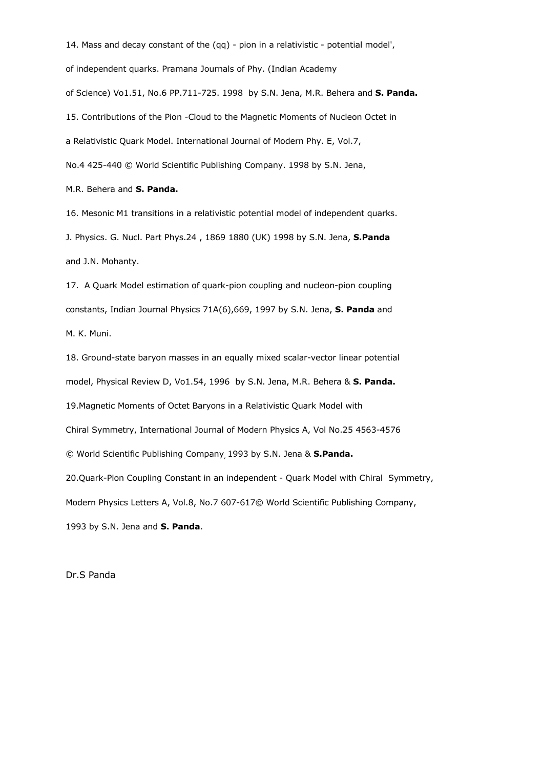14. Mass and decay constant of the (qq) - pion in a relativistic - potential model',

of independent quarks. Pramana Journals of Phy. (Indian Academy

of Science) Vo1.51, No.6 PP.711-725. 1998 by S.N. Jena, M.R. Behera and **S. Panda.**

15. Contributions of the Pion -Cloud to the Magnetic Moments of Nucleon Octet in

a Relativistic Quark Model. International Journal of Modern Phy. E, Vol.7,

No.4 425-440 © World Scientific Publishing Company. 1998 by S.N. Jena,

M.R. Behera and **S. Panda.**

16. Mesonic M1 transitions in a relativistic potential model of independent quarks.

J. Physics. G. Nucl. Part Phys.24 , 1869 1880 (UK) 1998 by S.N. Jena, **S.Panda**

and J.N. Mohanty.

17. A Quark Model estimation of quark-pion coupling and nucleon-pion coupling

constants, Indian Journal Physics 71A(6),669, 1997 by S.N. Jena, **S. Panda** and

M. K. Muni.

18. Ground-state baryon masses in an equally mixed scalar-vector linear potential

model, Physical Review D, Vo1.54, 1996 by S.N. Jena, M.R. Behera & **S. Panda.**

19.Magnetic Moments of Octet Baryons in a Relativistic Quark Model with

Chiral Symmetry, International Journal of Modern Physics A, Vol No.25 4563-4576

© World Scientific Publishing Company, 1993 by S.N. Jena & **S.Panda.**

20.Quark-Pion Coupling Constant in an independent - Quark Model with Chiral Symmetry,

Modern Physics Letters A, Vol.8, No.7 607-617© World Scientific Publishing Company,

1993 by S.N. Jena and **S. Panda**.

Dr.S Panda